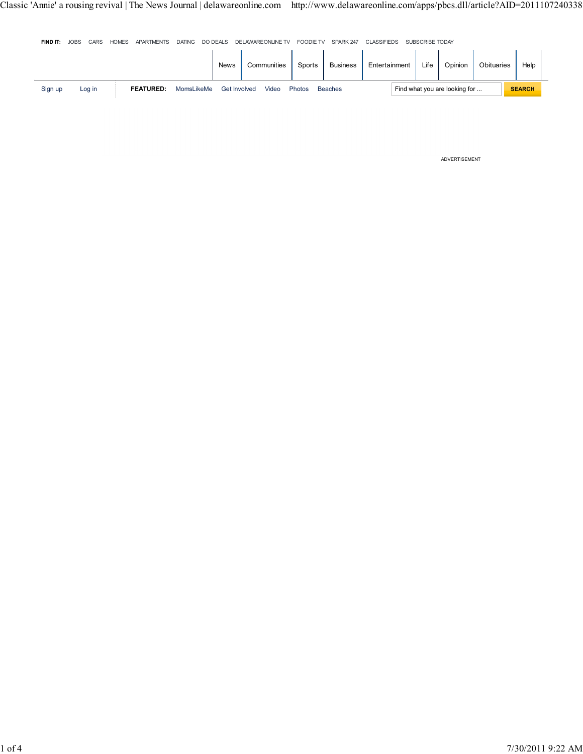FIND IT: JOBS CARS HOMES APARTMENTS DATING DO DEALS DELAWAREONLINE TV FOODIE TV SPARK 247 CLASSIFIEDS SUBSCRIBE TODAY

News | Communities | Sports | Business | Entertainment | Life | Opinion | Obituaries | Help

Sign up Log in

**FEATURED:** MomsLikeMe Get Involved Video Photos Beaches

Find what you are looking for ... **SEARCH**

ADVERTISEMENT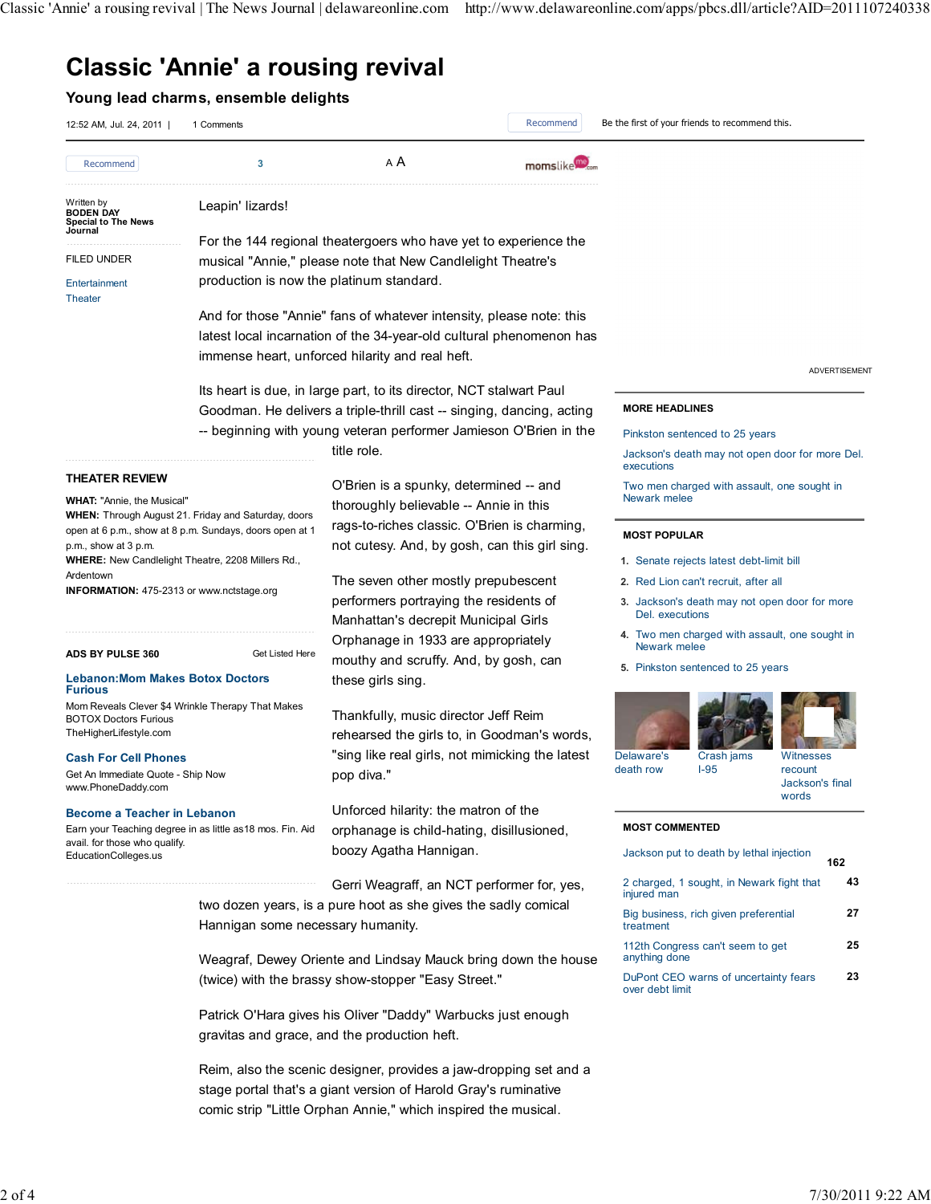# Classic 'Annie' a rousing revival

## Young lead charms, ensemble delights

12:52 AM, Jul. 24, 2011 | 1 Comments

Recommend | Be the first of your friends to recommend this.

Written by
**BODEN DAY**
**Special to The News Journal**

FILED UNDER

Entertainment
Theater

Leapin' lizards!

For the 144 regional theatergoers who have yet to experience the musical "Annie," please note that New Candlelight Theatre's production is now the platinum standard.

And for those "Annie" fans of whatever intensity, please note: this latest local incarnation of the 34-year-old cultural phenomenon has immense heart, unforced hilarity and real heft.

Its heart is due, in large part, to its director, NCT stalwart Paul Goodman. He delivers a triple-thrill cast -- singing, dancing, acting -- beginning with young veteran performer Jamieson O'Brien in the title role.

**THEATER REVIEW**

**WHAT:** "Annie, the Musical"
**WHEN:** Through August 21. Friday and Saturday, doors open at 6 p.m., show at 8 p.m. Sundays, doors open at 1 p.m., show at 3 p.m.
**WHERE:** New Candlelight Theatre, 2208 Millers Rd., Ardentown
**INFORMATION:** 475-2313 or www.nctstage.org

O'Brien is a spunky, determined -- and thoroughly believable -- Annie in this rags-to-riches classic. O'Brien is charming, not cutesy. And, by gosh, can this girl sing.

The seven other mostly prepubescent performers portraying the residents of Manhattan's decrepit Municipal Girls Orphanage in 1933 are appropriately mouthy and scruffy. And, by gosh, can these girls sing.

Thankfully, music director Jeff Reim rehearsed the girls to, in Goodman's words, "sing like real girls, not mimicking the latest pop diva."

Unforced hilarity: the matron of the orphanage is child-hating, disillusioned, boozy Agatha Hannigan.

Gerri Weagraff, an NCT performer for, yes, two dozen years, is a pure hoot as she gives the sadly comical Hannigan some necessary humanity.

Weagraf, Dewey Oriente and Lindsay Mauck bring down the house (twice) with the brassy show-stopper "Easy Street."

Patrick O'Hara gives his Oliver "Daddy" Warbucks just enough gravitas and grace, and the production heft.

Reim, also the scenic designer, provides a jaw-dropping set and a stage portal that's a giant version of Harold Gray's ruminative comic strip "Little Orphan Annie," which inspired the musical.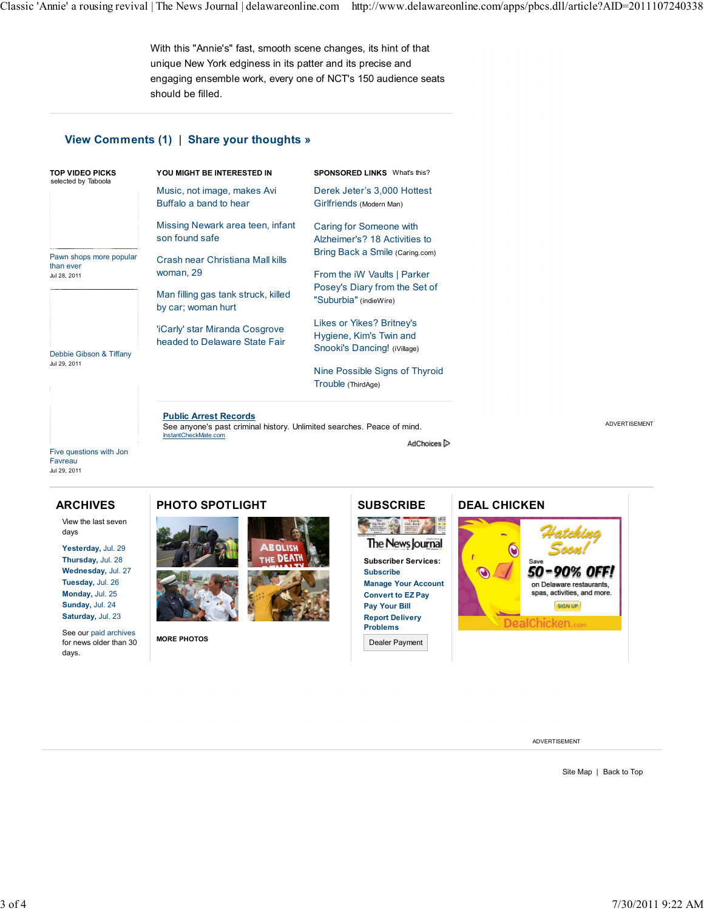With this "Annie's" fast, smooth scene changes, its hint of that unique New York edginess in its patter and its precise and engaging ensemble work, every one of NCT's 150 audience seats should be filled.

**View Comments (1)** | **Share your thoughts »**

**TOP VIDEO PICKS**
selected by Taboola

Pawn shops more popular than ever
Jul 28, 2011

Debbie Gibson & Tiffany
Jul 29, 2011

Five questions with Jon Favreau
Jul 29, 2011

**YOU MIGHT BE INTERESTED IN**

- Music, not image, makes Avi Buffalo a band to hear
- Missing Newark area teen, infant son found safe
- Crash near Christiana Mall kills woman, 29
- Man filling gas tank struck, killed by car; woman hurt
- 'iCarly' star Miranda Cosgrove headed to Delaware State Fair

**SPONSORED LINKS** What's this?

- Derek Jeter's 3,000 Hottest Girlfriends (Modern Man)
- Caring for Someone with Alzheimer's? 18 Activities to Bring Back a Smile (Caring.com)
- From the iW Vaults | Parker Posey's Diary from the Set of "Suburbia" (indieWire)
- Likes or Yikes? Britney's Hygiene, Kim's Twin and Snooki's Dancing! (iVillage)
- Nine Possible Signs of Thyroid Trouble (ThirdAge)

**Public Arrest Records**
See anyone's past criminal history. Unlimited searches. Peace of mind.
InstantCheckMate.com

AdChoices

ADVERTISEMENT

## ARCHIVES

View the last seven days

- **Yesterday,** Jul. 29
- **Thursday,** Jul. 28
- **Wednesday,** Jul. 27
- **Tuesday,** Jul. 26
- **Monday,** Jul. 25
- **Sunday,** Jul. 24
- **Saturday,** Jul. 23

See our paid archives for news older than 30 days.

## PHOTO SPOTLIGHT

MORE PHOTOS

## SUBSCRIBE

**Subscriber Services:**

- Subscribe
- Manage Your Account
- Convert to EZ Pay
- Pay Your Bill
- Report Delivery Problems

Dealer Payment

## DEAL CHICKEN

Hatching Soon!

Save 50-90% OFF! on Delaware restaurants, spas, activities, and more.

SIGN UP

DealChicken.com

ADVERTISEMENT

Site Map | Back to Top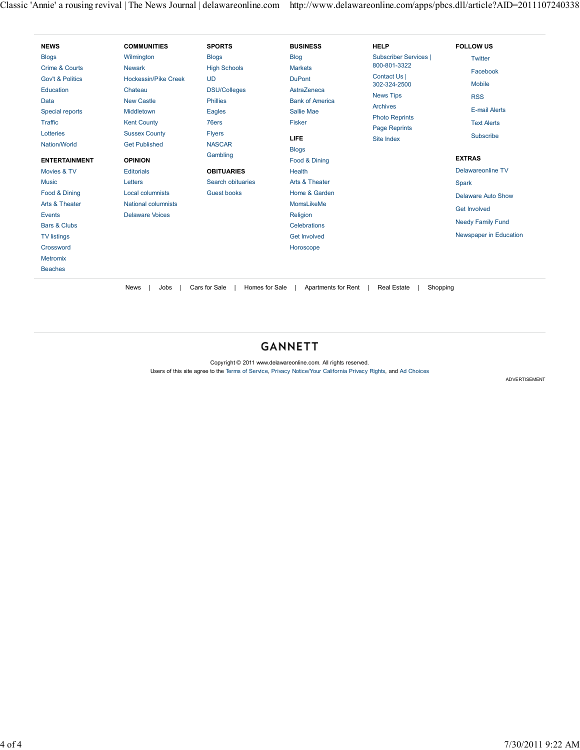**NEWS**

- Blogs
- Crime & Courts
- Gov't & Politics
- Education
- Data
- Special reports
- Traffic
- Lotteries
- Nation/World

**ENTERTAINMENT**

- Movies & TV
- Music
- Food & Dining
- Arts & Theater
- Events
- Bars & Clubs
- TV listings
- Crossword
- Metromix
- Beaches

**COMMUNITIES**

- Wilmington
- Newark
- Hockessin/Pike Creek
- Chateau
- New Castle
- Middletown
- Kent County
- Sussex County
- Get Published

**OPINION**

- Editorials
- Letters
- Local columnists
- National columnists
- Delaware Voices

**SPORTS**

- Blogs
- High Schools
- UD
- DSU/Colleges
- Phillies
- Eagles
- 76ers
- Flyers
- NASCAR
- Gambling

**OBITUARIES**

- Search obituaries
- Guest books

**BUSINESS**

- Blog
- Markets
- DuPont
- AstraZeneca
- Bank of America
- Sallie Mae
- Fisker

**LIFE**

- Blogs
- Food & Dining
- Health
- Arts & Theater
- Home & Garden
- MomsLikeMe
- Religion
- Celebrations
- Get Involved
- Horoscope

**HELP**

- Subscriber Services | 800-801-3322
- Contact Us | 302-324-2500
- News Tips
- Archives
- Photo Reprints
- Page Reprints
- Site Index

**FOLLOW US**

- Twitter
- Facebook
- Mobile
- RSS
- E-mail Alerts
- Text Alerts
- Subscribe

**EXTRAS**

- Delawareonline TV
- Spark
- Delaware Auto Show
- Get Involved
- Needy Family Fund
- Newspaper in Education

News | Jobs | Cars for Sale | Homes for Sale | Apartments for Rent | Real Estate | Shopping

GANNETT

Copyright © 2011 www.delawareonline.com. All rights reserved.
Users of this site agree to the Terms of Service, Privacy Notice/Your California Privacy Rights, and Ad Choices

ADVERTISEMENT